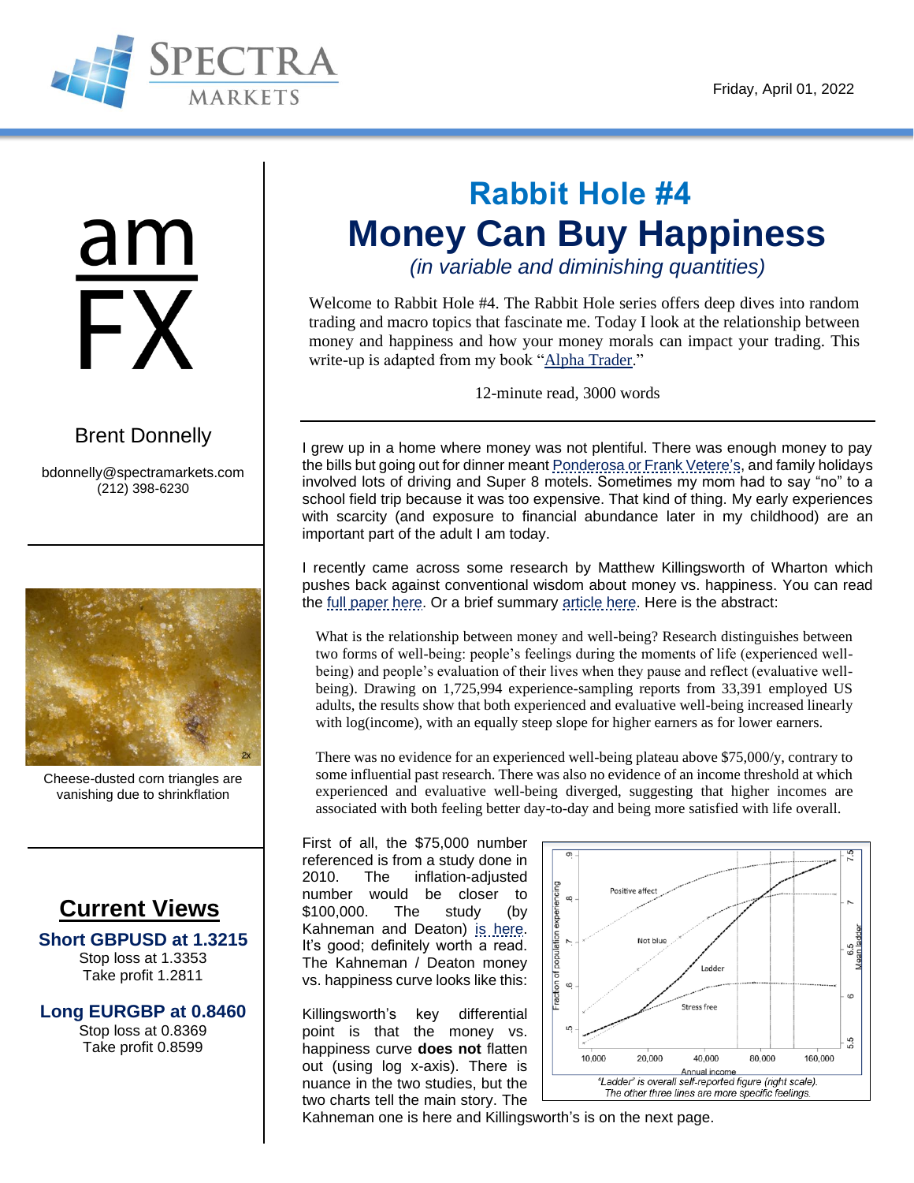Friday, April 01, 2022

# am FX

Brent Donnelly

bdonnelly@spectramarkets.com
(212) 398-6230

Cheese-dusted corn triangles are vanishing due to shrinkflation

## Current Views

**Short GBPUSD at 1.3215**
Stop loss at 1.3353
Take profit 1.2811

**Long EURGBP at 0.8460**
Stop loss at 0.8369
Take profit 0.8599

# Rabbit Hole #4
# Money Can Buy Happiness
*(in variable and diminishing quantities)*

Welcome to Rabbit Hole #4. The Rabbit Hole series offers deep dives into random trading and macro topics that fascinate me. Today I look at the relationship between money and happiness and how your money morals can impact your trading. This write-up is adapted from my book "Alpha Trader."

12-minute read, 3000 words

I grew up in a home where money was not plentiful. There was enough money to pay the bills but going out for dinner meant Ponderosa or Frank Vetere's, and family holidays involved lots of driving and Super 8 motels. Sometimes my mom had to say "no" to a school field trip because it was too expensive. That kind of thing. My early experiences with scarcity (and exposure to financial abundance later in my childhood) are an important part of the adult I am today.

I recently came across some research by Matthew Killingsworth of Wharton which pushes back against conventional wisdom about money vs. happiness. You can read the full paper here. Or a brief summary article here. Here is the abstract:

> What is the relationship between money and well-being? Research distinguishes between two forms of well-being: people's feelings during the moments of life (experienced well-being) and people's evaluation of their lives when they pause and reflect (evaluative well-being). Drawing on 1,725,994 experience-sampling reports from 33,391 employed US adults, the results show that both experienced and evaluative well-being increased linearly with log(income), with an equally steep slope for higher earners as for lower earners.
>
> There was no evidence for an experienced well-being plateau above $75,000/y, contrary to some influential past research. There was also no evidence of an income threshold at which experienced and evaluative well-being diverged, suggesting that higher incomes are associated with both feeling better day-to-day and being more satisfied with life overall.

First of all, the $75,000 number referenced is from a study done in 2010. The inflation-adjusted number would be closer to $100,000. The study (by Kahneman and Deaton) is here. It's good; definitely worth a read. The Kahneman / Deaton money vs. happiness curve looks like this:

*"Ladder" is overall self-reported figure (right scale). The other three lines are more specific feelings.*

Killingsworth's key differential point is that the money vs. happiness curve **does not** flatten out (using log x-axis). There is nuance in the two studies, but the two charts tell the main story. The Kahneman one is here and Killingsworth's is on the next page.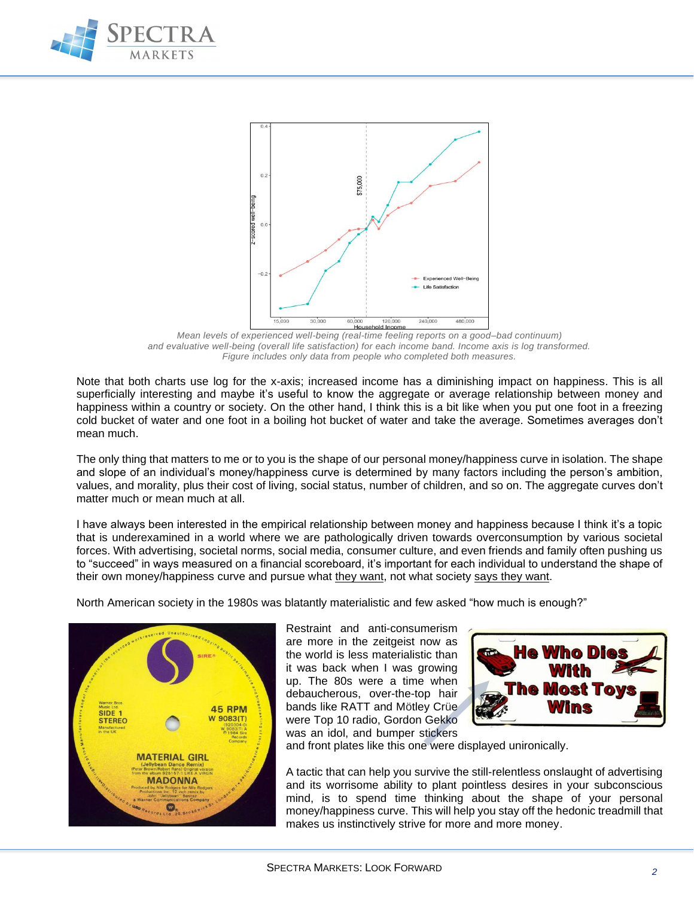Mean levels of experienced well-being (real-time feeling reports on a good–bad continuum) and evaluative well-being (overall life satisfaction) for each income band. Income axis is log transformed. Figure includes only data from people who completed both measures.

Note that both charts use log for the x-axis; increased income has a diminishing impact on happiness. This is all superficially interesting and maybe it's useful to know the aggregate or average relationship between money and happiness within a country or society. On the other hand, I think this is a bit like when you put one foot in a freezing cold bucket of water and one foot in a boiling hot bucket of water and take the average. Sometimes averages don't mean much.

The only thing that matters to me or to you is the shape of our personal money/happiness curve in isolation. The shape and slope of an individual's money/happiness curve is determined by many factors including the person's ambition, values, and morality, plus their cost of living, social status, number of children, and so on. The aggregate curves don't matter much or mean much at all.

I have always been interested in the empirical relationship between money and happiness because I think it's a topic that is underexamined in a world where we are pathologically driven towards overconsumption by various societal forces. With advertising, societal norms, social media, consumer culture, and even friends and family often pushing us to "succeed" in ways measured on a financial scoreboard, it's important for each individual to understand the shape of their own money/happiness curve and pursue what they want, not what society says they want.

North American society in the 1980s was blatantly materialistic and few asked "how much is enough?"

Restraint and anti-consumerism are more in the zeitgeist now as the world is less materialistic than it was back when I was growing up. The 80s were a time when debaucherous, over-the-top hair bands like RATT and Mötley Crüe were Top 10 radio, Gordon Gekko was an idol, and bumper stickers and front plates like this one were displayed unironically.

A tactic that can help you survive the still-relentless onslaught of advertising and its worrisome ability to plant pointless desires in your subconscious mind, is to spend time thinking about the shape of your personal money/happiness curve. This will help you stay off the hedonic treadmill that makes us instinctively strive for more and more money.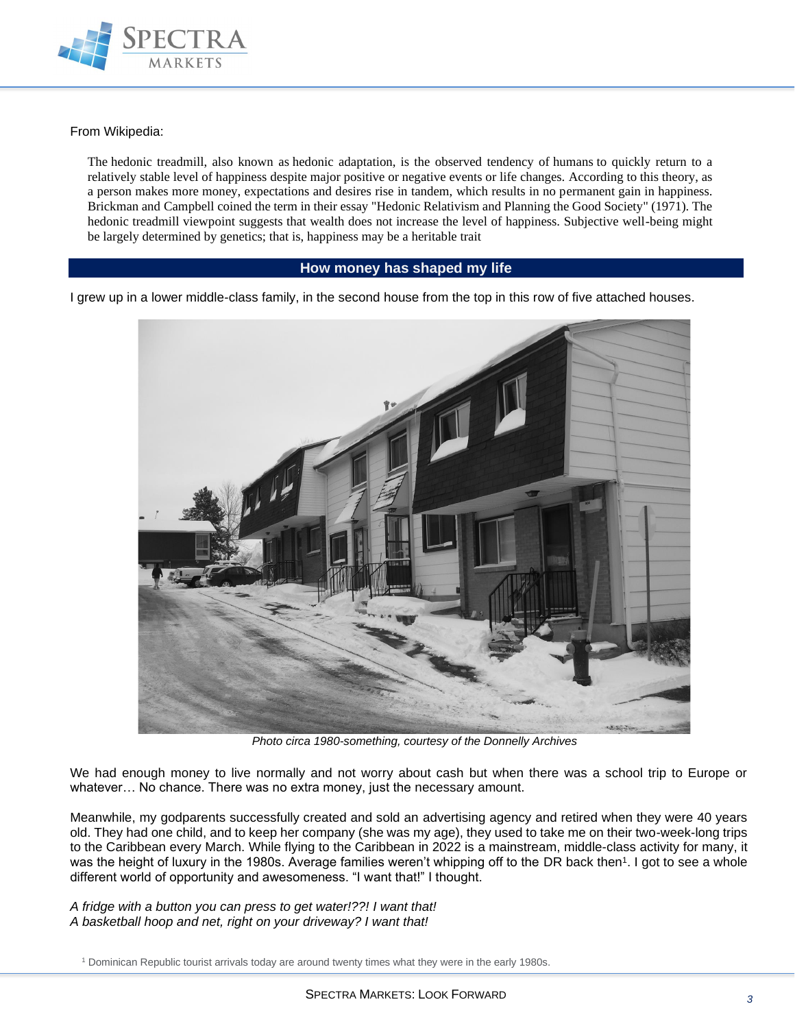From Wikipedia:

> The hedonic treadmill, also known as hedonic adaptation, is the observed tendency of humans to quickly return to a relatively stable level of happiness despite major positive or negative events or life changes. According to this theory, as a person makes more money, expectations and desires rise in tandem, which results in no permanent gain in happiness. Brickman and Campbell coined the term in their essay "Hedonic Relativism and Planning the Good Society" (1971). The hedonic treadmill viewpoint suggests that wealth does not increase the level of happiness. Subjective well-being might be largely determined by genetics; that is, happiness may be a heritable trait

## How money has shaped my life

I grew up in a lower middle-class family, in the second house from the top in this row of five attached houses.

*Photo circa 1980-something, courtesy of the Donnelly Archives*

We had enough money to live normally and not worry about cash but when there was a school trip to Europe or whatever… No chance. There was no extra money, just the necessary amount.

Meanwhile, my godparents successfully created and sold an advertising agency and retired when they were 40 years old. They had one child, and to keep her company (she was my age), they used to take me on their two-week-long trips to the Caribbean every March. While flying to the Caribbean in 2022 is a mainstream, middle-class activity for many, it was the height of luxury in the 1980s. Average families weren't whipping off to the DR back then[1]. I got to see a whole different world of opportunity and awesomeness. "I want that!" I thought.

*A fridge with a button you can press to get water!??! I want that!*
*A basketball hoop and net, right on your driveway? I want that!*

[1] Dominican Republic tourist arrivals today are around twenty times what they were in the early 1980s.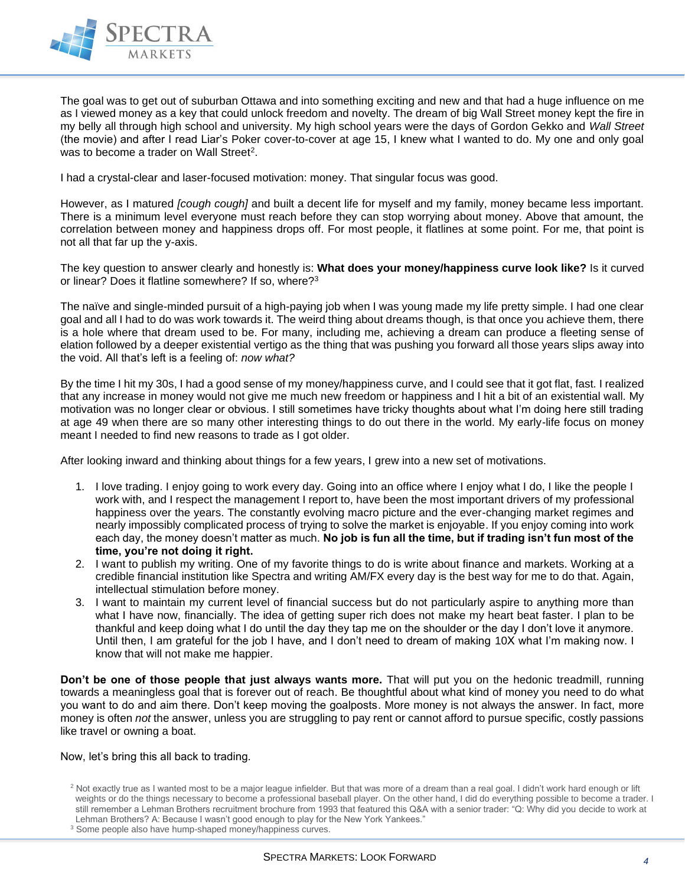The goal was to get out of suburban Ottawa and into something exciting and new and that had a huge influence on me as I viewed money as a key that could unlock freedom and novelty. The dream of big Wall Street money kept the fire in my belly all through high school and university. My high school years were the days of Gordon Gekko and *Wall Street* (the movie) and after I read Liar's Poker cover-to-cover at age 15, I knew what I wanted to do. My one and only goal was to become a trader on Wall Street[2].

I had a crystal-clear and laser-focused motivation: money. That singular focus was good.

However, as I matured *[cough cough]* and built a decent life for myself and my family, money became less important. There is a minimum level everyone must reach before they can stop worrying about money. Above that amount, the correlation between money and happiness drops off. For most people, it flatlines at some point. For me, that point is not all that far up the y-axis.

The key question to answer clearly and honestly is: **What does your money/happiness curve look like?** Is it curved or linear? Does it flatline somewhere? If so, where?[3]

The naïve and single-minded pursuit of a high-paying job when I was young made my life pretty simple. I had one clear goal and all I had to do was work towards it. The weird thing about dreams though, is that once you achieve them, there is a hole where that dream used to be. For many, including me, achieving a dream can produce a fleeting sense of elation followed by a deeper existential vertigo as the thing that was pushing you forward all those years slips away into the void. All that's left is a feeling of: *now what?*

By the time I hit my 30s, I had a good sense of my money/happiness curve, and I could see that it got flat, fast. I realized that any increase in money would not give me much new freedom or happiness and I hit a bit of an existential wall. My motivation was no longer clear or obvious. I still sometimes have tricky thoughts about what I'm doing here still trading at age 49 when there are so many other interesting things to do out there in the world. My early-life focus on money meant I needed to find new reasons to trade as I got older.

After looking inward and thinking about things for a few years, I grew into a new set of motivations.

1. I love trading. I enjoy going to work every day. Going into an office where I enjoy what I do, I like the people I work with, and I respect the management I report to, have been the most important drivers of my professional happiness over the years. The constantly evolving macro picture and the ever-changing market regimes and nearly impossibly complicated process of trying to solve the market is enjoyable. If you enjoy coming into work each day, the money doesn't matter as much. **No job is fun all the time, but if trading isn't fun most of the time, you're not doing it right.**
2. I want to publish my writing. One of my favorite things to do is write about finance and markets. Working at a credible financial institution like Spectra and writing AM/FX every day is the best way for me to do that. Again, intellectual stimulation before money.
3. I want to maintain my current level of financial success but do not particularly aspire to anything more than what I have now, financially. The idea of getting super rich does not make my heart beat faster. I plan to be thankful and keep doing what I do until the day they tap me on the shoulder or the day I don't love it anymore. Until then, I am grateful for the job I have, and I don't need to dream of making 10X what I'm making now. I know that will not make me happier.

**Don't be one of those people that just always wants more.** That will put you on the hedonic treadmill, running towards a meaningless goal that is forever out of reach. Be thoughtful about what kind of money you need to do what you want to do and aim there. Don't keep moving the goalposts. More money is not always the answer. In fact, more money is often *not* the answer, unless you are struggling to pay rent or cannot afford to pursue specific, costly passions like travel or owning a boat.

Now, let's bring this all back to trading.

[2] Not exactly true as I wanted most to be a major league infielder. But that was more of a dream than a real goal. I didn't work hard enough or lift weights or do the things necessary to become a professional baseball player. On the other hand, I did do everything possible to become a trader. I still remember a Lehman Brothers recruitment brochure from 1993 that featured this Q&A with a senior trader: "Q: Why did you decide to work at Lehman Brothers? A: Because I wasn't good enough to play for the New York Yankees."

[3] Some people also have hump-shaped money/happiness curves.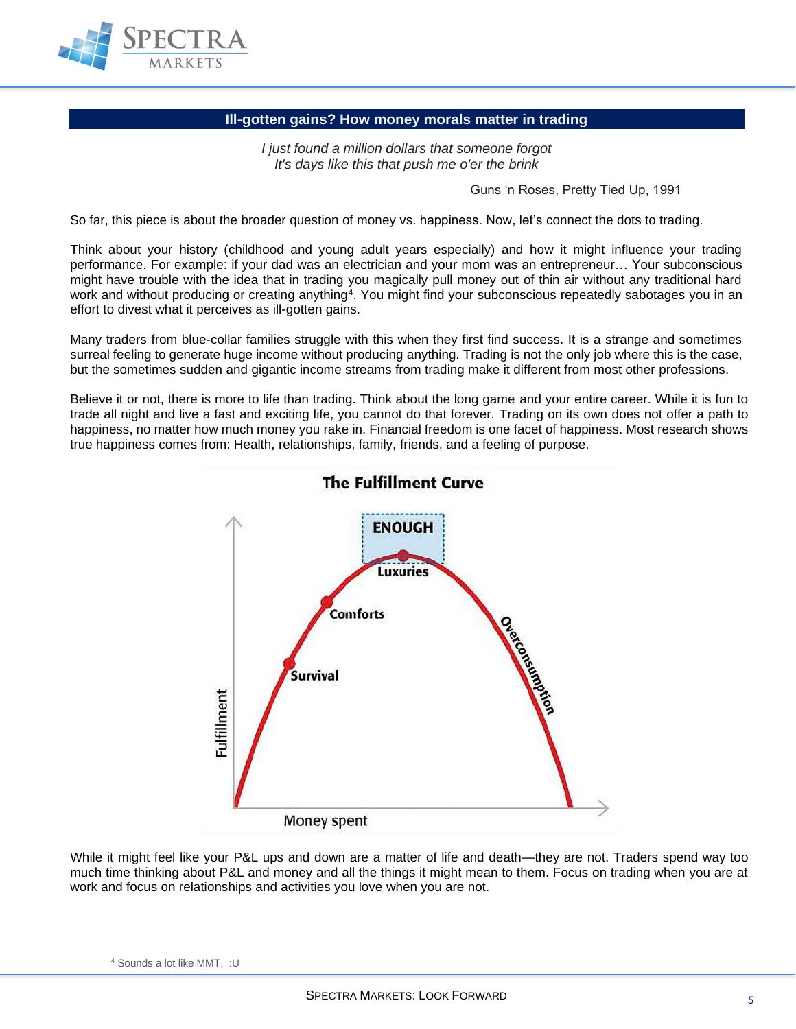## Ill-gotten gains? How money morals matter in trading

*I just found a million dollars that someone forgot*
*It's days like this that push me o'er the brink*

Guns 'n Roses, Pretty Tied Up, 1991

So far, this piece is about the broader question of money vs. happiness. Now, let's connect the dots to trading.

Think about your history (childhood and young adult years especially) and how it might influence your trading performance. For example: if your dad was an electrician and your mom was an entrepreneur… Your subconscious might have trouble with the idea that in trading you magically pull money out of thin air without any traditional hard work and without producing or creating anything[4]. You might find your subconscious repeatedly sabotages you in an effort to divest what it perceives as ill-gotten gains.

Many traders from blue-collar families struggle with this when they first find success. It is a strange and sometimes surreal feeling to generate huge income without producing anything. Trading is not the only job where this is the case, but the sometimes sudden and gigantic income streams from trading make it different from most other professions.

Believe it or not, there is more to life than trading. Think about the long game and your entire career. While it is fun to trade all night and live a fast and exciting life, you cannot do that forever. Trading on its own does not offer a path to happiness, no matter how much money you rake in. Financial freedom is one facet of happiness. Most research shows true happiness comes from: Health, relationships, family, friends, and a feeling of purpose.

**The Fulfillment Curve**

ENOUGH
Luxuries
Comforts
Survival
Overconsumption
Fulfillment
Money spent

While it might feel like your P&L ups and down are a matter of life and death—they are not. Traders spend way too much time thinking about P&L and money and all the things it might mean to them. Focus on trading when you are at work and focus on relationships and activities you love when you are not.

[4] Sounds a lot like MMT. :U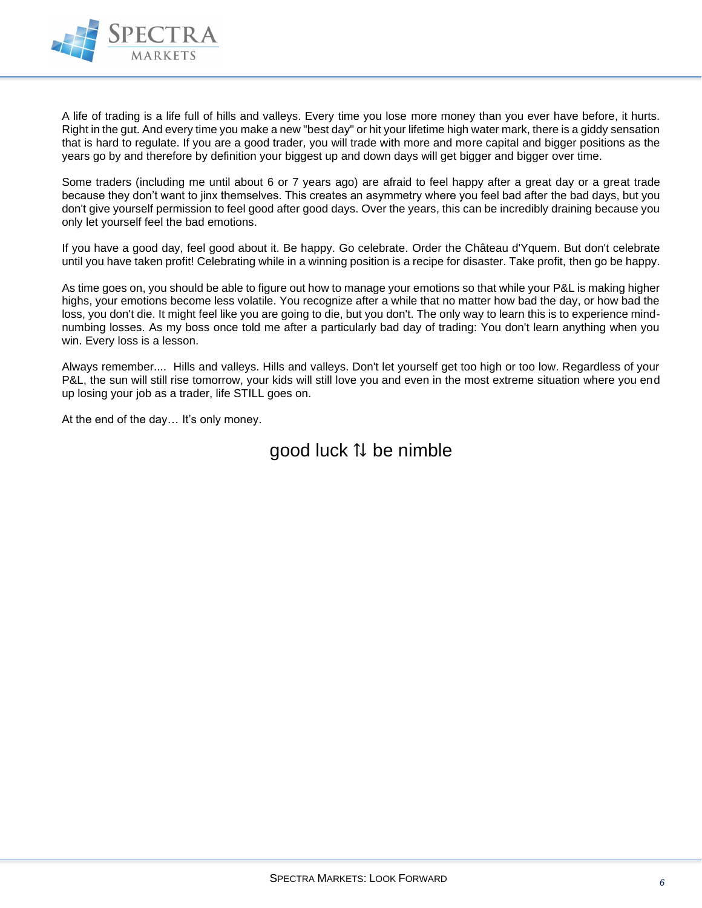A life of trading is a life full of hills and valleys. Every time you lose more money than you ever have before, it hurts. Right in the gut. And every time you make a new "best day" or hit your lifetime high water mark, there is a giddy sensation that is hard to regulate. If you are a good trader, you will trade with more and more capital and bigger positions as the years go by and therefore by definition your biggest up and down days will get bigger and bigger over time.

Some traders (including me until about 6 or 7 years ago) are afraid to feel happy after a great day or a great trade because they don't want to jinx themselves. This creates an asymmetry where you feel bad after the bad days, but you don't give yourself permission to feel good after good days. Over the years, this can be incredibly draining because you only let yourself feel the bad emotions.

If you have a good day, feel good about it. Be happy. Go celebrate. Order the Château d'Yquem. But don't celebrate until you have taken profit! Celebrating while in a winning position is a recipe for disaster. Take profit, then go be happy.

As time goes on, you should be able to figure out how to manage your emotions so that while your P&L is making higher highs, your emotions become less volatile. You recognize after a while that no matter how bad the day, or how bad the loss, you don't die. It might feel like you are going to die, but you don't. The only way to learn this is to experience mind-numbing losses. As my boss once told me after a particularly bad day of trading: You don't learn anything when you win. Every loss is a lesson.

Always remember.... Hills and valleys. Hills and valleys. Don't let yourself get too high or too low. Regardless of your P&L, the sun will still rise tomorrow, your kids will still love you and even in the most extreme situation where you end up losing your job as a trader, life STILL goes on.

At the end of the day… It's only money.

good luck ⇅ be nimble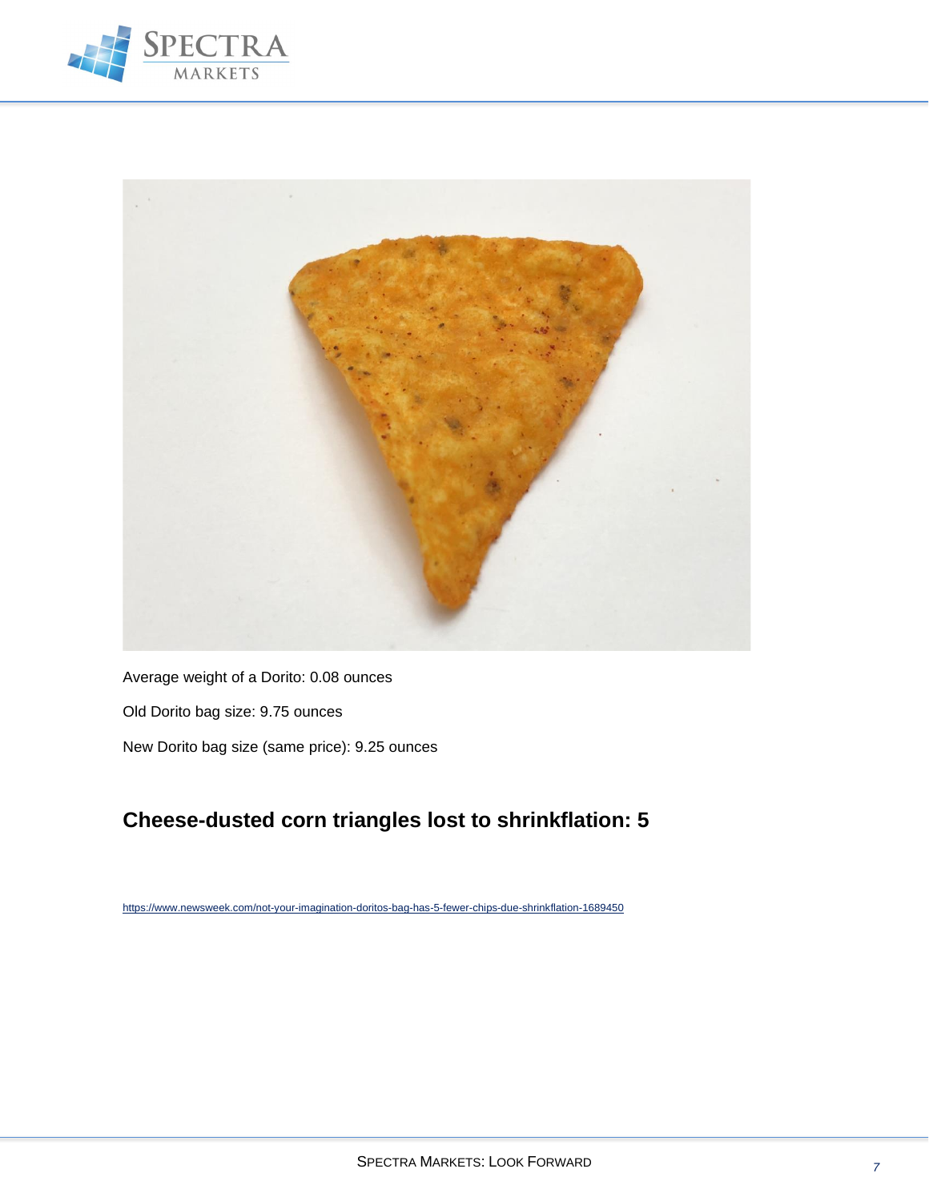Average weight of a Dorito: 0.08 ounces

Old Dorito bag size: 9.75 ounces

New Dorito bag size (same price): 9.25 ounces

## Cheese-dusted corn triangles lost to shrinkflation: 5

https://www.newsweek.com/not-your-imagination-doritos-bag-has-5-fewer-chips-due-shrinkflation-1689450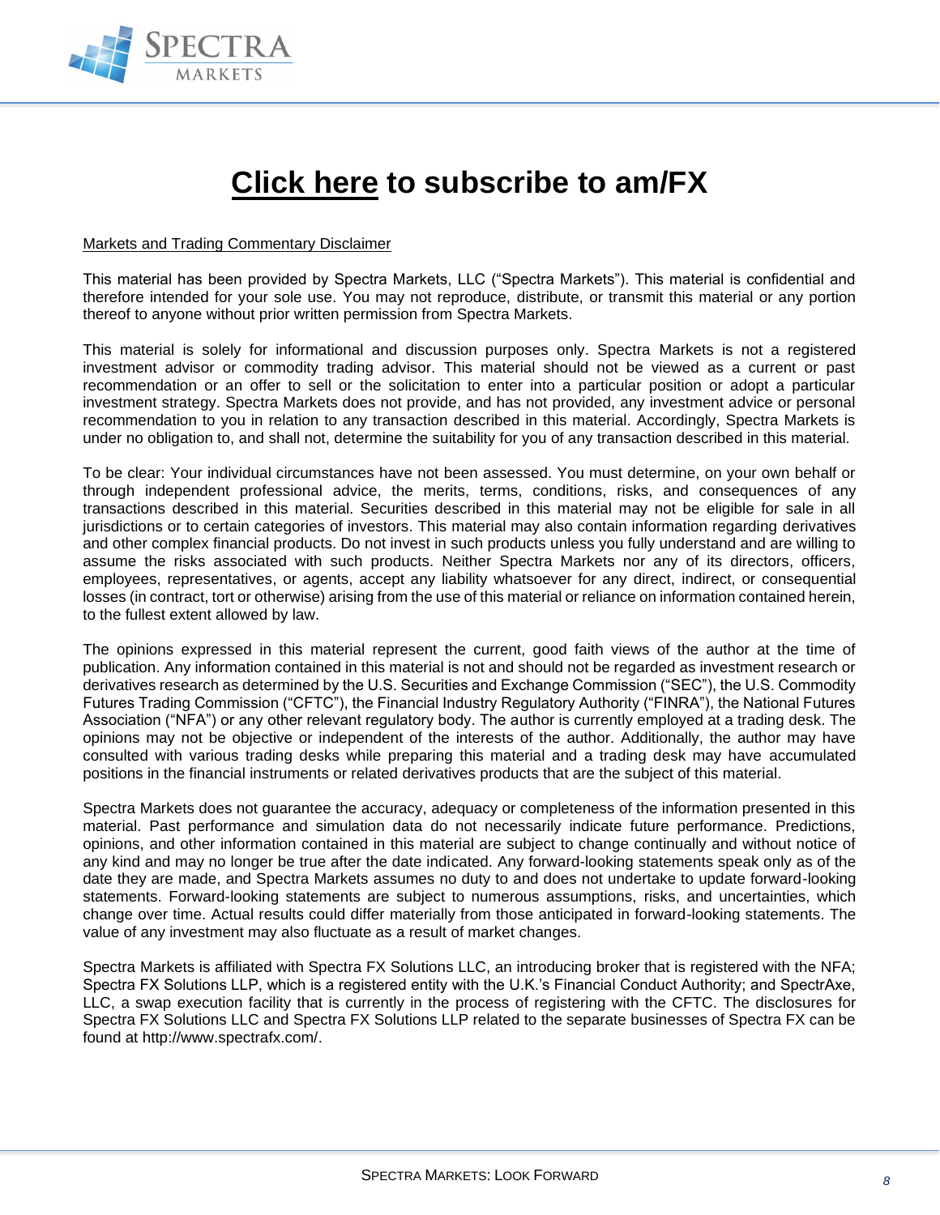# Click here to subscribe to am/FX

Markets and Trading Commentary Disclaimer

This material has been provided by Spectra Markets, LLC ("Spectra Markets"). This material is confidential and therefore intended for your sole use. You may not reproduce, distribute, or transmit this material or any portion thereof to anyone without prior written permission from Spectra Markets.

This material is solely for informational and discussion purposes only. Spectra Markets is not a registered investment advisor or commodity trading advisor. This material should not be viewed as a current or past recommendation or an offer to sell or the solicitation to enter into a particular position or adopt a particular investment strategy. Spectra Markets does not provide, and has not provided, any investment advice or personal recommendation to you in relation to any transaction described in this material. Accordingly, Spectra Markets is under no obligation to, and shall not, determine the suitability for you of any transaction described in this material.

To be clear: Your individual circumstances have not been assessed. You must determine, on your own behalf or through independent professional advice, the merits, terms, conditions, risks, and consequences of any transactions described in this material. Securities described in this material may not be eligible for sale in all jurisdictions or to certain categories of investors. This material may also contain information regarding derivatives and other complex financial products. Do not invest in such products unless you fully understand and are willing to assume the risks associated with such products. Neither Spectra Markets nor any of its directors, officers, employees, representatives, or agents, accept any liability whatsoever for any direct, indirect, or consequential losses (in contract, tort or otherwise) arising from the use of this material or reliance on information contained herein, to the fullest extent allowed by law.

The opinions expressed in this material represent the current, good faith views of the author at the time of publication. Any information contained in this material is not and should not be regarded as investment research or derivatives research as determined by the U.S. Securities and Exchange Commission ("SEC"), the U.S. Commodity Futures Trading Commission ("CFTC"), the Financial Industry Regulatory Authority ("FINRA"), the National Futures Association ("NFA") or any other relevant regulatory body. The author is currently employed at a trading desk. The opinions may not be objective or independent of the interests of the author. Additionally, the author may have consulted with various trading desks while preparing this material and a trading desk may have accumulated positions in the financial instruments or related derivatives products that are the subject of this material.

Spectra Markets does not guarantee the accuracy, adequacy or completeness of the information presented in this material. Past performance and simulation data do not necessarily indicate future performance. Predictions, opinions, and other information contained in this material are subject to change continually and without notice of any kind and may no longer be true after the date indicated. Any forward-looking statements speak only as of the date they are made, and Spectra Markets assumes no duty to and does not undertake to update forward-looking statements. Forward-looking statements are subject to numerous assumptions, risks, and uncertainties, which change over time. Actual results could differ materially from those anticipated in forward-looking statements. The value of any investment may also fluctuate as a result of market changes.

Spectra Markets is affiliated with Spectra FX Solutions LLC, an introducing broker that is registered with the NFA; Spectra FX Solutions LLP, which is a registered entity with the U.K.'s Financial Conduct Authority; and SpectrAxe, LLC, a swap execution facility that is currently in the process of registering with the CFTC. The disclosures for Spectra FX Solutions LLC and Spectra FX Solutions LLP related to the separate businesses of Spectra FX can be found at http://www.spectrafx.com/.